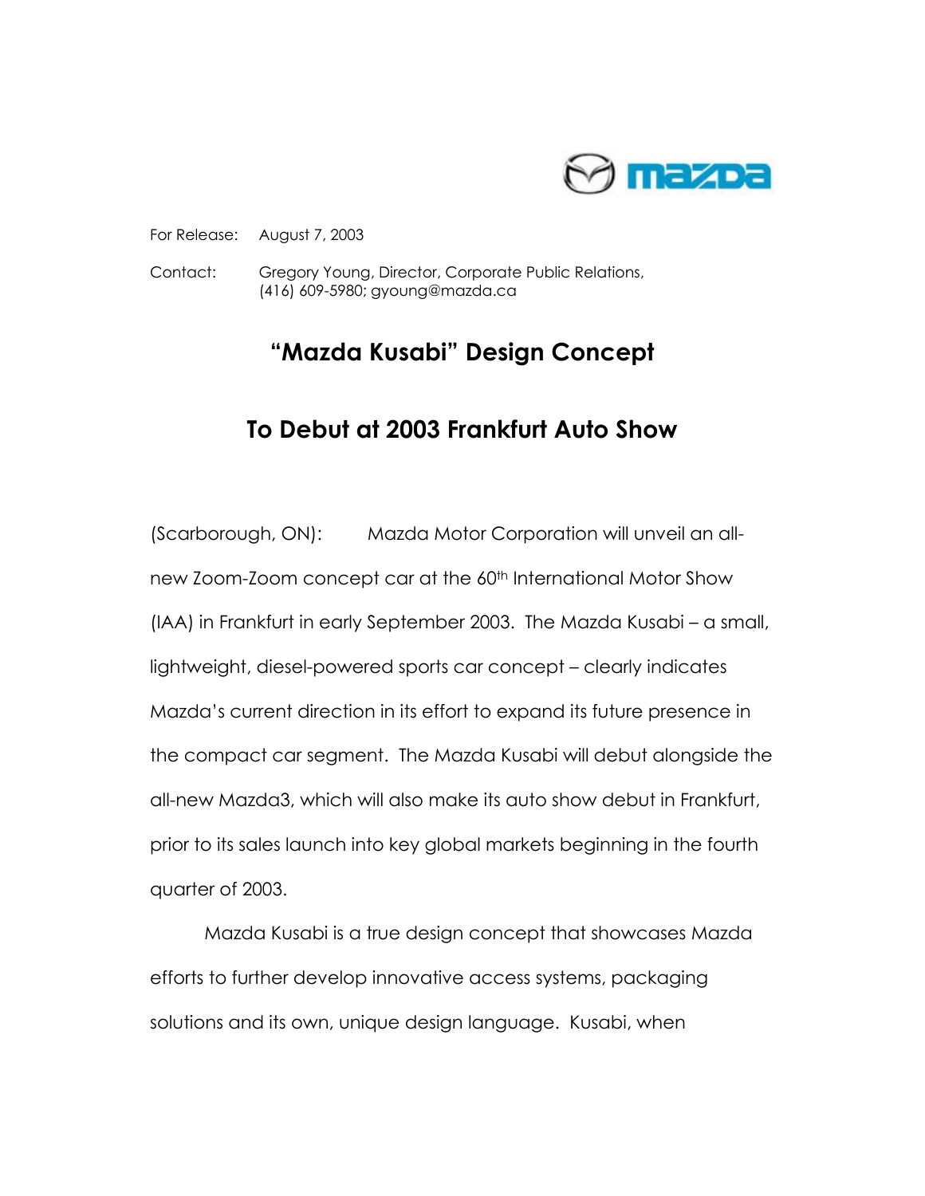For Release: August 7, 2003

Contact: Gregory Young, Director, Corporate Public Relations, (416) 609-5980; gyoung@mazda.ca

# "Mazda Kusabi" Design Concept

# To Debut at 2003 Frankfurt Auto Show

(Scarborough, ON): Mazda Motor Corporation will unveil an all-new Zoom-Zoom concept car at the 60th International Motor Show (IAA) in Frankfurt in early September 2003. The Mazda Kusabi – a small, lightweight, diesel-powered sports car concept – clearly indicates Mazda's current direction in its effort to expand its future presence in the compact car segment. The Mazda Kusabi will debut alongside the all-new Mazda3, which will also make its auto show debut in Frankfurt, prior to its sales launch into key global markets beginning in the fourth quarter of 2003.

Mazda Kusabi is a true design concept that showcases Mazda efforts to further develop innovative access systems, packaging solutions and its own, unique design language. Kusabi, when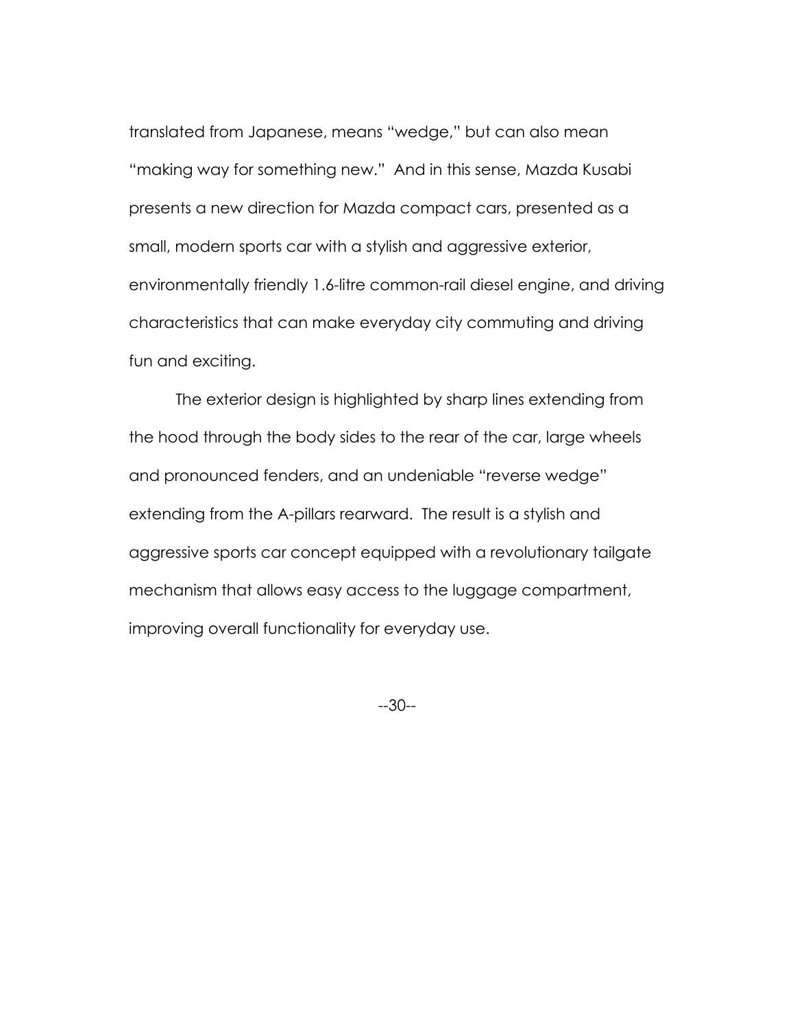translated from Japanese, means "wedge," but can also mean "making way for something new." And in this sense, Mazda Kusabi presents a new direction for Mazda compact cars, presented as a small, modern sports car with a stylish and aggressive exterior, environmentally friendly 1.6-litre common-rail diesel engine, and driving characteristics that can make everyday city commuting and driving fun and exciting.

The exterior design is highlighted by sharp lines extending from the hood through the body sides to the rear of the car, large wheels and pronounced fenders, and an undeniable "reverse wedge" extending from the A-pillars rearward. The result is a stylish and aggressive sports car concept equipped with a revolutionary tailgate mechanism that allows easy access to the luggage compartment, improving overall functionality for everyday use.

--30--